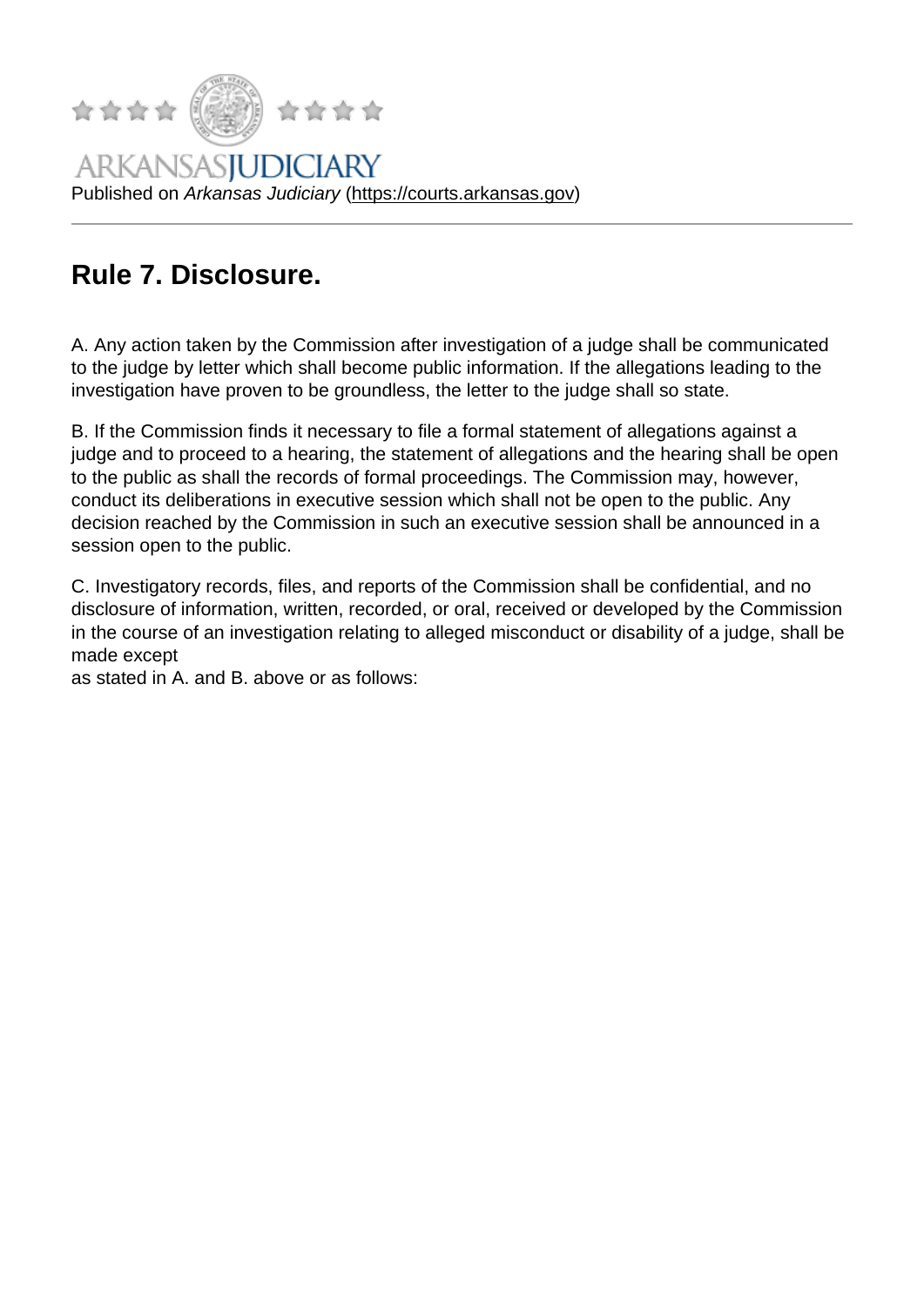# Rule 7. Disclosure.

A. Any action taken by the Commission after investigation of a judge shall be communicated to the judge by letter which shall become public information. If the allegations leading to the investigation have proven to be groundless, the letter to the judge shall so state.

B. If the Commission finds it necessary to file a formal statement of allegations against a judge and to proceed to a hearing, the statement of allegations and the hearing shall be open to the public as shall the records of formal proceedings. The Commission may, however, conduct its deliberations in executive session which shall not be open to the public. Any decision reached by the Commission in such an executive session shall be announced in a session open to the public.

C. Investigatory records, files, and reports of the Commission shall be confidential, and no disclosure of information, written, recorded, or oral, received or developed by the Commission in the course of an investigation relating to alleged misconduct or disability of a judge, shall be made except
as stated in A. and B. above or as follows: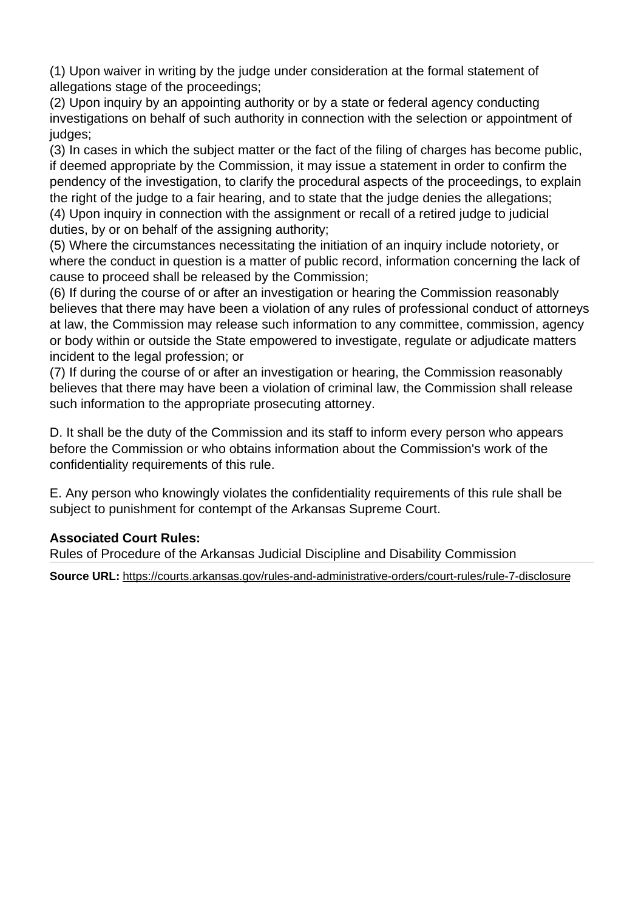(1) Upon waiver in writing by the judge under consideration at the formal statement of allegations stage of the proceedings;
(2) Upon inquiry by an appointing authority or by a state or federal agency conducting investigations on behalf of such authority in connection with the selection or appointment of judges;
(3) In cases in which the subject matter or the fact of the filing of charges has become public, if deemed appropriate by the Commission, it may issue a statement in order to confirm the pendency of the investigation, to clarify the procedural aspects of the proceedings, to explain the right of the judge to a fair hearing, and to state that the judge denies the allegations;
(4) Upon inquiry in connection with the assignment or recall of a retired judge to judicial duties, by or on behalf of the assigning authority;
(5) Where the circumstances necessitating the initiation of an inquiry include notoriety, or where the conduct in question is a matter of public record, information concerning the lack of cause to proceed shall be released by the Commission;
(6) If during the course of or after an investigation or hearing the Commission reasonably believes that there may have been a violation of any rules of professional conduct of attorneys at law, the Commission may release such information to any committee, commission, agency or body within or outside the State empowered to investigate, regulate or adjudicate matters incident to the legal profession; or
(7) If during the course of or after an investigation or hearing, the Commission reasonably believes that there may have been a violation of criminal law, the Commission shall release such information to the appropriate prosecuting attorney.

D. It shall be the duty of the Commission and its staff to inform every person who appears before the Commission or who obtains information about the Commission's work of the confidentiality requirements of this rule.

E. Any person who knowingly violates the confidentiality requirements of this rule shall be subject to punishment for contempt of the Arkansas Supreme Court.

**Associated Court Rules:**
Rules of Procedure of the Arkansas Judicial Discipline and Disability Commission

**Source URL:** https://courts.arkansas.gov/rules-and-administrative-orders/court-rules/rule-7-disclosure